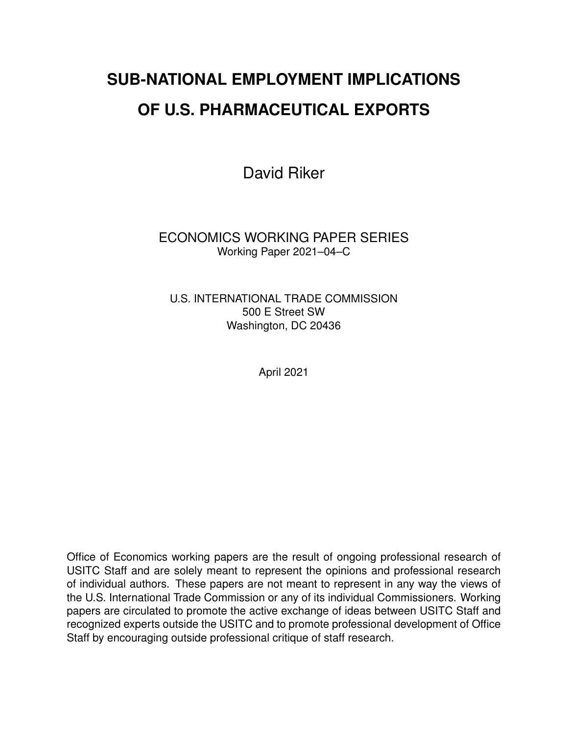# SUB-NATIONAL EMPLOYMENT IMPLICATIONS OF U.S. PHARMACEUTICAL EXPORTS

David Riker

ECONOMICS WORKING PAPER SERIES
Working Paper 2021–04–C

U.S. INTERNATIONAL TRADE COMMISSION
500 E Street SW
Washington, DC 20436

April 2021

Office of Economics working papers are the result of ongoing professional research of USITC Staff and are solely meant to represent the opinions and professional research of individual authors. These papers are not meant to represent in any way the views of the U.S. International Trade Commission or any of its individual Commissioners. Working papers are circulated to promote the active exchange of ideas between USITC Staff and recognized experts outside the USITC and to promote professional development of Office Staff by encouraging outside professional critique of staff research.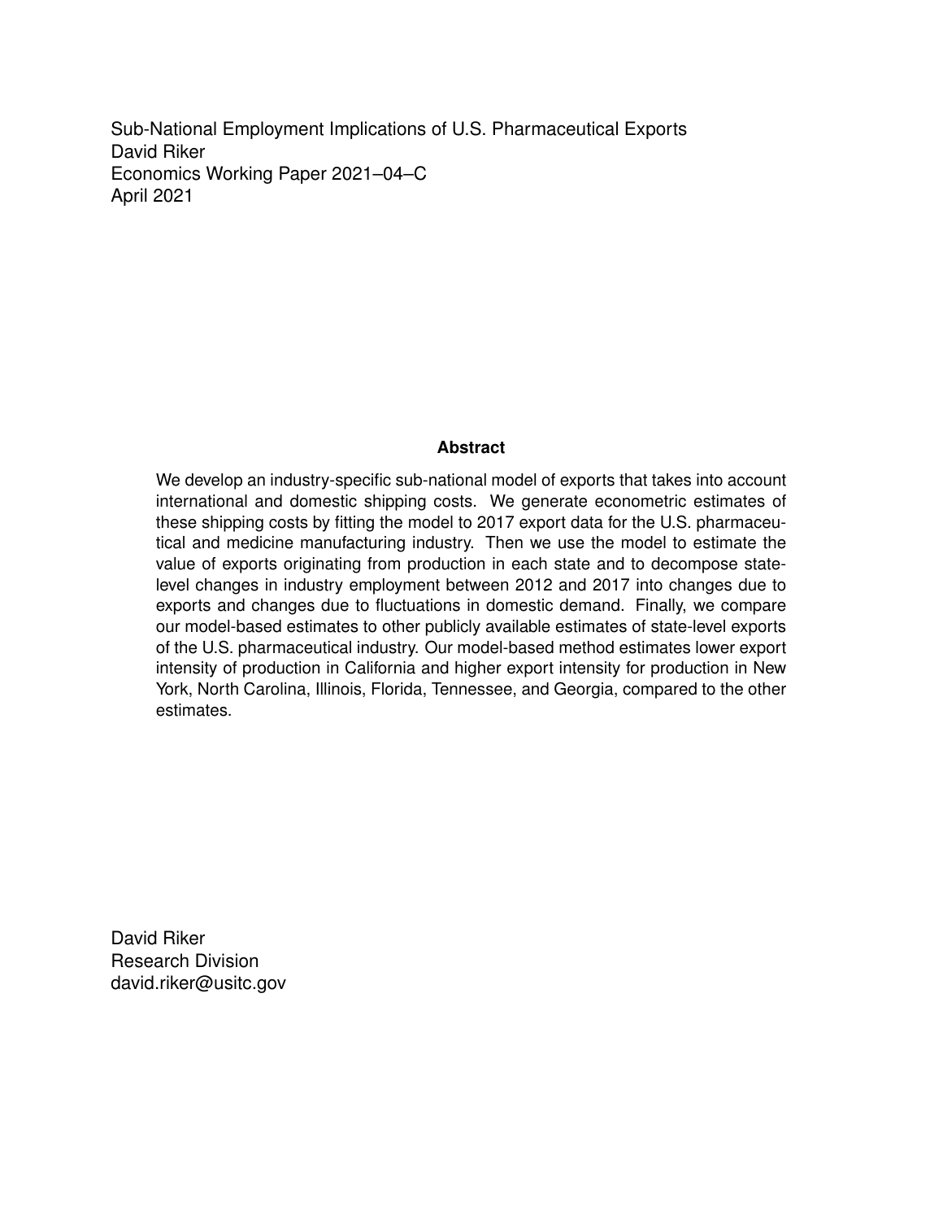Sub-National Employment Implications of U.S. Pharmaceutical Exports
David Riker
Economics Working Paper 2021–04–C
April 2021

### Abstract

We develop an industry-specific sub-national model of exports that takes into account international and domestic shipping costs. We generate econometric estimates of these shipping costs by fitting the model to 2017 export data for the U.S. pharmaceutical and medicine manufacturing industry. Then we use the model to estimate the value of exports originating from production in each state and to decompose state-level changes in industry employment between 2012 and 2017 into changes due to exports and changes due to fluctuations in domestic demand. Finally, we compare our model-based estimates to other publicly available estimates of state-level exports of the U.S. pharmaceutical industry. Our model-based method estimates lower export intensity of production in California and higher export intensity for production in New York, North Carolina, Illinois, Florida, Tennessee, and Georgia, compared to the other estimates.

David Riker
Research Division
david.riker@usitc.gov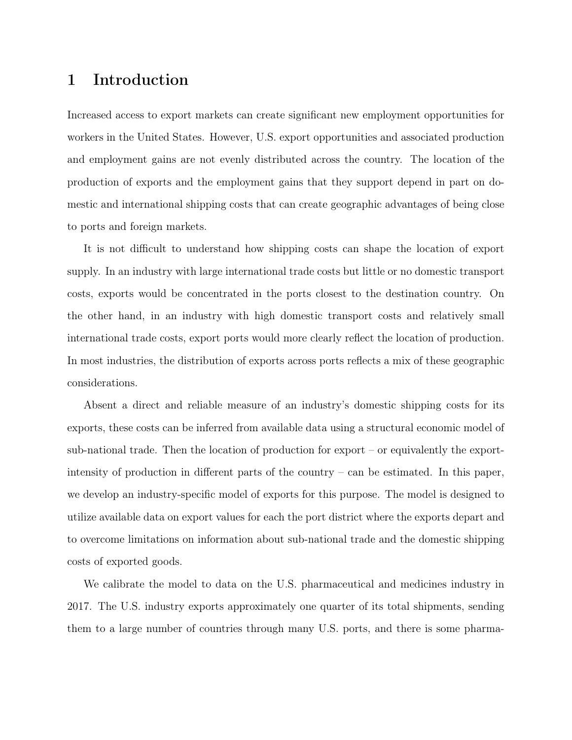# 1 Introduction

Increased access to export markets can create significant new employment opportunities for workers in the United States. However, U.S. export opportunities and associated production and employment gains are not evenly distributed across the country. The location of the production of exports and the employment gains that they support depend in part on domestic and international shipping costs that can create geographic advantages of being close to ports and foreign markets.

It is not difficult to understand how shipping costs can shape the location of export supply. In an industry with large international trade costs but little or no domestic transport costs, exports would be concentrated in the ports closest to the destination country. On the other hand, in an industry with high domestic transport costs and relatively small international trade costs, export ports would more clearly reflect the location of production. In most industries, the distribution of exports across ports reflects a mix of these geographic considerations.

Absent a direct and reliable measure of an industry's domestic shipping costs for its exports, these costs can be inferred from available data using a structural economic model of sub-national trade. Then the location of production for export – or equivalently the export-intensity of production in different parts of the country – can be estimated. In this paper, we develop an industry-specific model of exports for this purpose. The model is designed to utilize available data on export values for each the port district where the exports depart and to overcome limitations on information about sub-national trade and the domestic shipping costs of exported goods.

We calibrate the model to data on the U.S. pharmaceutical and medicines industry in 2017. The U.S. industry exports approximately one quarter of its total shipments, sending them to a large number of countries through many U.S. ports, and there is some pharma-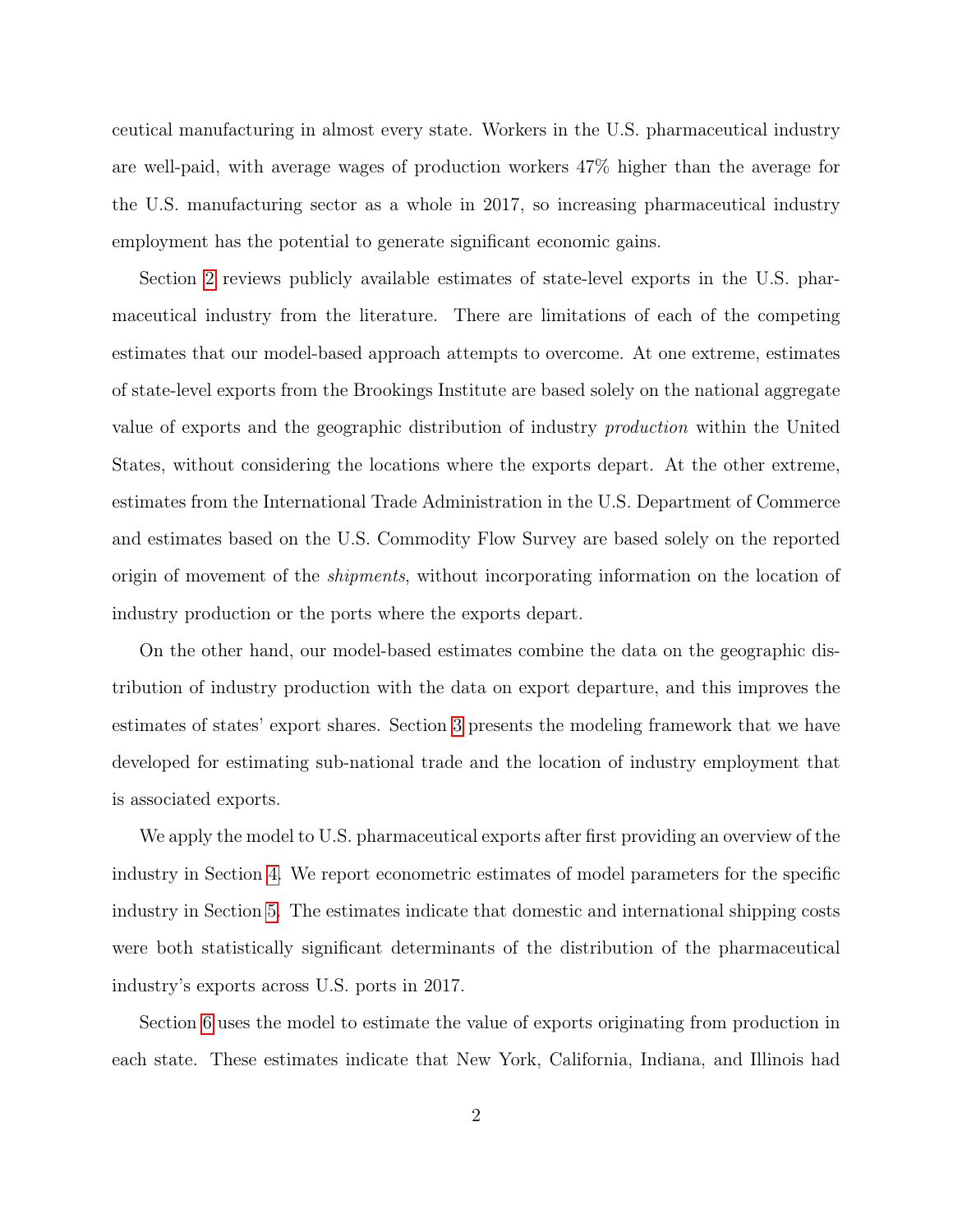ceutical manufacturing in almost every state. Workers in the U.S. pharmaceutical industry are well-paid, with average wages of production workers 47% higher than the average for the U.S. manufacturing sector as a whole in 2017, so increasing pharmaceutical industry employment has the potential to generate significant economic gains.

Section 2 reviews publicly available estimates of state-level exports in the U.S. pharmaceutical industry from the literature. There are limitations of each of the competing estimates that our model-based approach attempts to overcome. At one extreme, estimates of state-level exports from the Brookings Institute are based solely on the national aggregate value of exports and the geographic distribution of industry *production* within the United States, without considering the locations where the exports depart. At the other extreme, estimates from the International Trade Administration in the U.S. Department of Commerce and estimates based on the U.S. Commodity Flow Survey are based solely on the reported origin of movement of the *shipments*, without incorporating information on the location of industry production or the ports where the exports depart.

On the other hand, our model-based estimates combine the data on the geographic distribution of industry production with the data on export departure, and this improves the estimates of states' export shares. Section 3 presents the modeling framework that we have developed for estimating sub-national trade and the location of industry employment that is associated exports.

We apply the model to U.S. pharmaceutical exports after first providing an overview of the industry in Section 4. We report econometric estimates of model parameters for the specific industry in Section 5. The estimates indicate that domestic and international shipping costs were both statistically significant determinants of the distribution of the pharmaceutical industry's exports across U.S. ports in 2017.

Section 6 uses the model to estimate the value of exports originating from production in each state. These estimates indicate that New York, California, Indiana, and Illinois had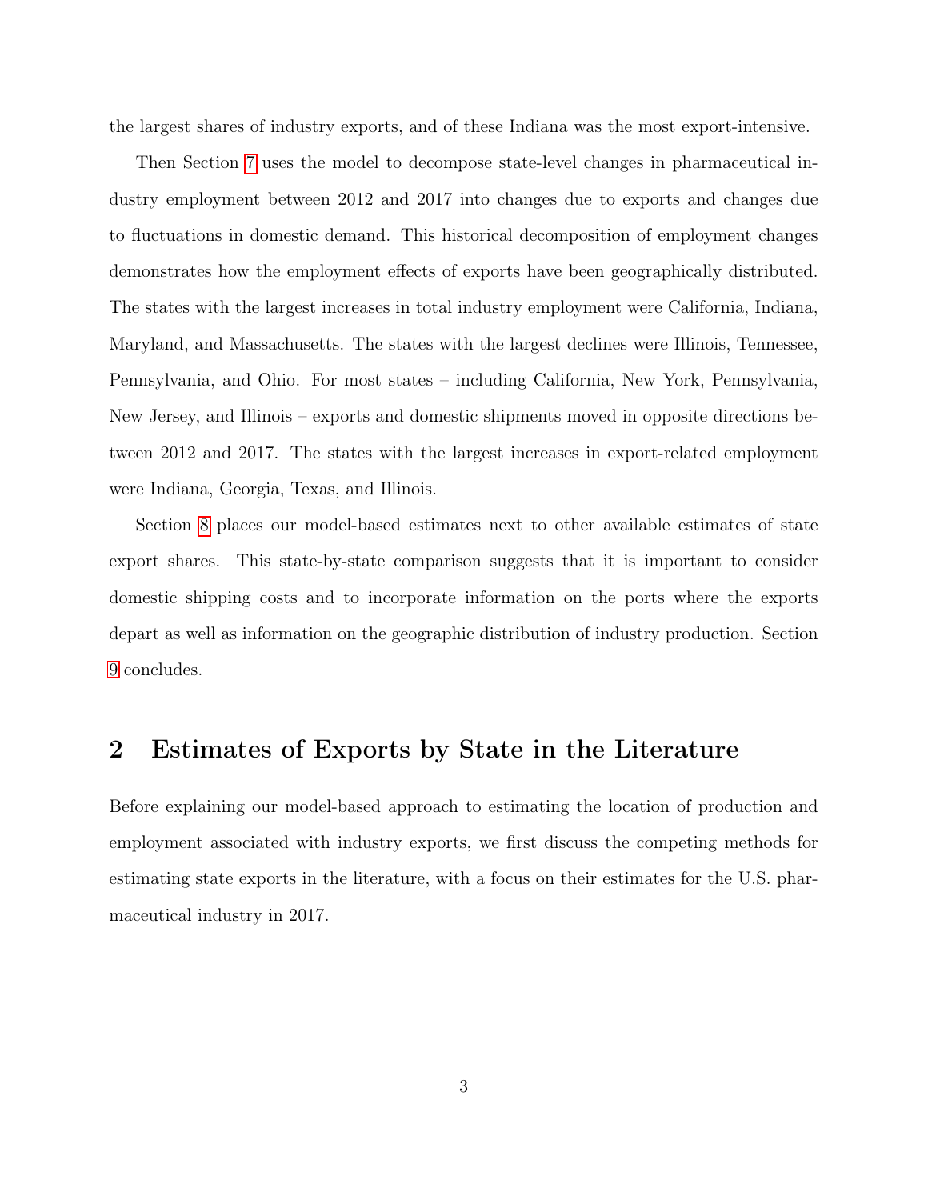the largest shares of industry exports, and of these Indiana was the most export-intensive.

Then Section 7 uses the model to decompose state-level changes in pharmaceutical industry employment between 2012 and 2017 into changes due to exports and changes due to fluctuations in domestic demand. This historical decomposition of employment changes demonstrates how the employment effects of exports have been geographically distributed. The states with the largest increases in total industry employment were California, Indiana, Maryland, and Massachusetts. The states with the largest declines were Illinois, Tennessee, Pennsylvania, and Ohio. For most states – including California, New York, Pennsylvania, New Jersey, and Illinois – exports and domestic shipments moved in opposite directions between 2012 and 2017. The states with the largest increases in export-related employment were Indiana, Georgia, Texas, and Illinois.

Section 8 places our model-based estimates next to other available estimates of state export shares. This state-by-state comparison suggests that it is important to consider domestic shipping costs and to incorporate information on the ports where the exports depart as well as information on the geographic distribution of industry production. Section 9 concludes.

## 2 Estimates of Exports by State in the Literature

Before explaining our model-based approach to estimating the location of production and employment associated with industry exports, we first discuss the competing methods for estimating state exports in the literature, with a focus on their estimates for the U.S. pharmaceutical industry in 2017.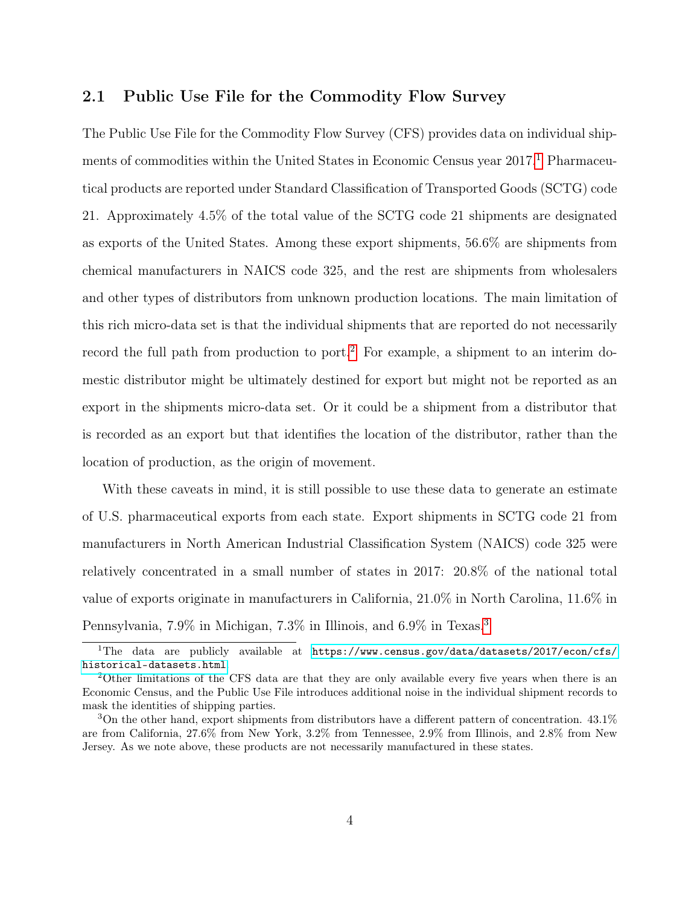### 2.1 Public Use File for the Commodity Flow Survey

The Public Use File for the Commodity Flow Survey (CFS) provides data on individual shipments of commodities within the United States in Economic Census year 2017.[1] Pharmaceutical products are reported under Standard Classification of Transported Goods (SCTG) code 21. Approximately 4.5% of the total value of the SCTG code 21 shipments are designated as exports of the United States. Among these export shipments, 56.6% are shipments from chemical manufacturers in NAICS code 325, and the rest are shipments from wholesalers and other types of distributors from unknown production locations. The main limitation of this rich micro-data set is that the individual shipments that are reported do not necessarily record the full path from production to port.[2] For example, a shipment to an interim domestic distributor might be ultimately destined for export but might not be reported as an export in the shipments micro-data set. Or it could be a shipment from a distributor that is recorded as an export but that identifies the location of the distributor, rather than the location of production, as the origin of movement.

With these caveats in mind, it is still possible to use these data to generate an estimate of U.S. pharmaceutical exports from each state. Export shipments in SCTG code 21 from manufacturers in North American Industrial Classification System (NAICS) code 325 were relatively concentrated in a small number of states in 2017: 20.8% of the national total value of exports originate in manufacturers in California, 21.0% in North Carolina, 11.6% in Pennsylvania, 7.9% in Michigan, 7.3% in Illinois, and 6.9% in Texas.[3]

[1] The data are publicly available at https://www.census.gov/data/datasets/2017/econ/cfs/historical-datasets.html

[2] Other limitations of the CFS data are that they are only available every five years when there is an Economic Census, and the Public Use File introduces additional noise in the individual shipment records to mask the identities of shipping parties.

[3] On the other hand, export shipments from distributors have a different pattern of concentration. 43.1% are from California, 27.6% from New York, 3.2% from Tennessee, 2.9% from Illinois, and 2.8% from New Jersey. As we note above, these products are not necessarily manufactured in these states.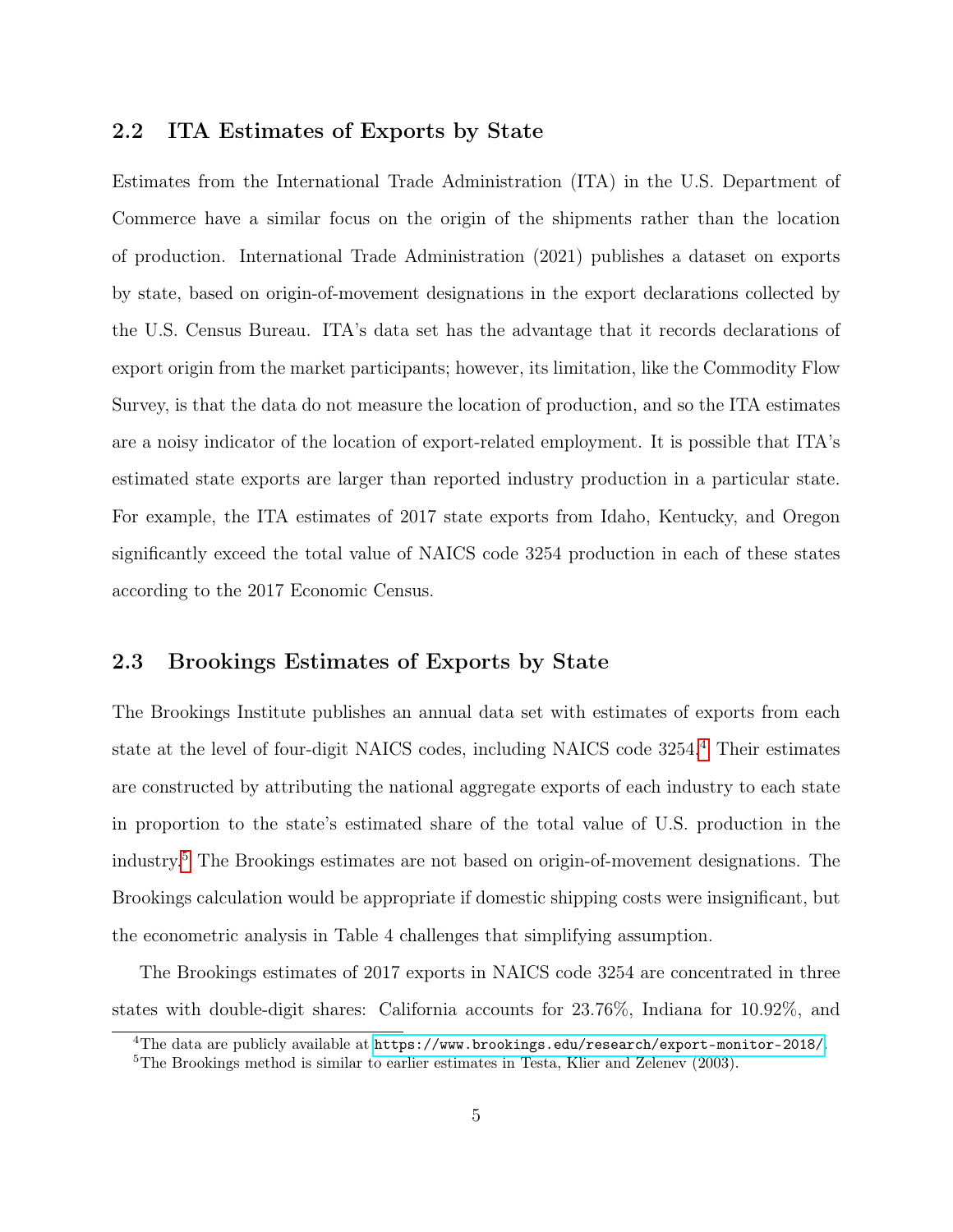## 2.2 ITA Estimates of Exports by State

Estimates from the International Trade Administration (ITA) in the U.S. Department of Commerce have a similar focus on the origin of the shipments rather than the location of production. International Trade Administration (2021) publishes a dataset on exports by state, based on origin-of-movement designations in the export declarations collected by the U.S. Census Bureau. ITA's data set has the advantage that it records declarations of export origin from the market participants; however, its limitation, like the Commodity Flow Survey, is that the data do not measure the location of production, and so the ITA estimates are a noisy indicator of the location of export-related employment. It is possible that ITA's estimated state exports are larger than reported industry production in a particular state. For example, the ITA estimates of 2017 state exports from Idaho, Kentucky, and Oregon significantly exceed the total value of NAICS code 3254 production in each of these states according to the 2017 Economic Census.

## 2.3 Brookings Estimates of Exports by State

The Brookings Institute publishes an annual data set with estimates of exports from each state at the level of four-digit NAICS codes, including NAICS code 3254.[4] Their estimates are constructed by attributing the national aggregate exports of each industry to each state in proportion to the state's estimated share of the total value of U.S. production in the industry.[5] The Brookings estimates are not based on origin-of-movement designations. The Brookings calculation would be appropriate if domestic shipping costs were insignificant, but the econometric analysis in Table 4 challenges that simplifying assumption.

The Brookings estimates of 2017 exports in NAICS code 3254 are concentrated in three states with double-digit shares: California accounts for 23.76%, Indiana for 10.92%, and

[4] The data are publicly available at https://www.brookings.edu/research/export-monitor-2018/.

[5] The Brookings method is similar to earlier estimates in Testa, Klier and Zelenev (2003).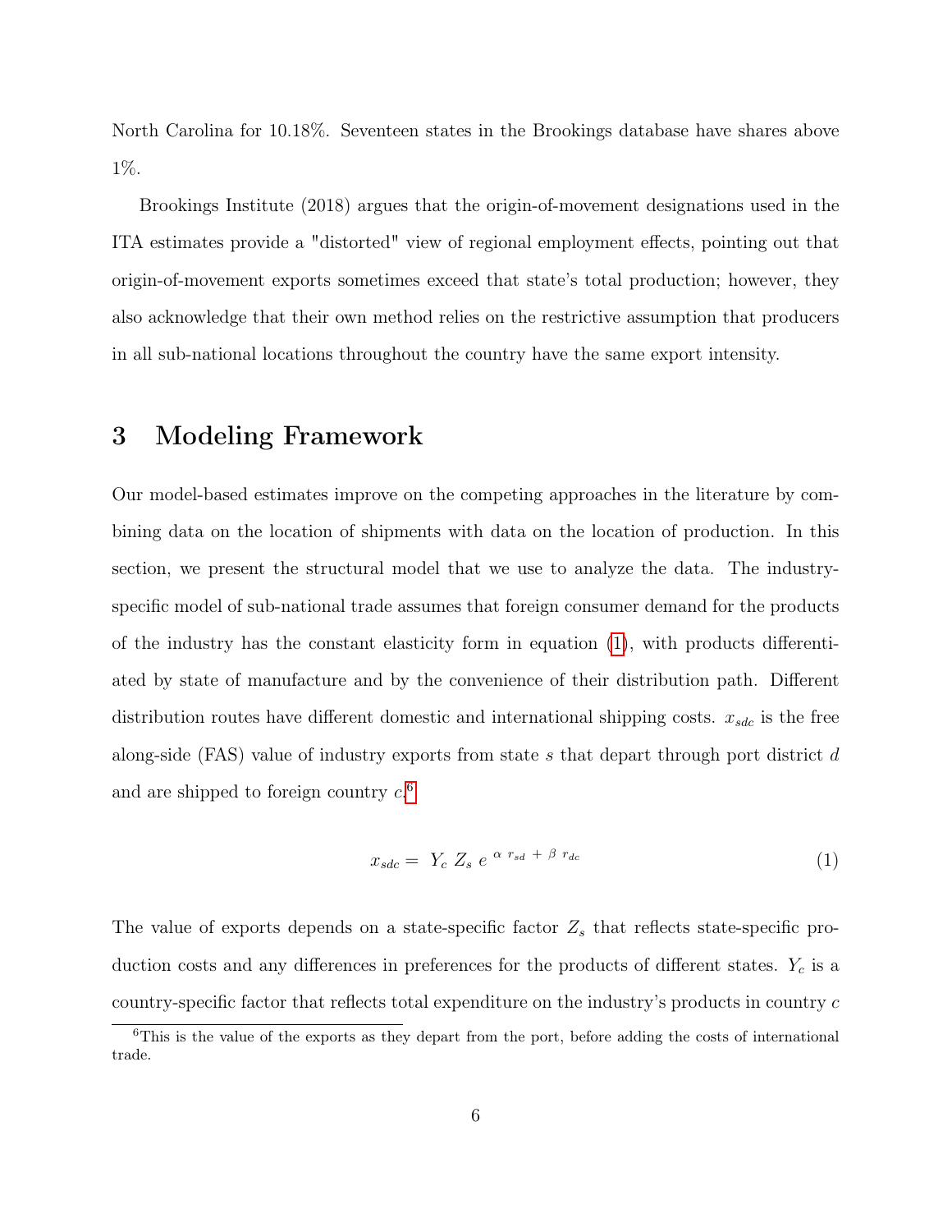North Carolina for 10.18%. Seventeen states in the Brookings database have shares above 1%.

Brookings Institute (2018) argues that the origin-of-movement designations used in the ITA estimates provide a "distorted" view of regional employment effects, pointing out that origin-of-movement exports sometimes exceed that state's total production; however, they also acknowledge that their own method relies on the restrictive assumption that producers in all sub-national locations throughout the country have the same export intensity.

# 3 Modeling Framework

Our model-based estimates improve on the competing approaches in the literature by combining data on the location of shipments with data on the location of production. In this section, we present the structural model that we use to analyze the data. The industry-specific model of sub-national trade assumes that foreign consumer demand for the products of the industry has the constant elasticity form in equation (1), with products differentiated by state of manufacture and by the convenience of their distribution path. Different distribution routes have different domestic and international shipping costs. $x_{sdc}$ is the free along-side (FAS) value of industry exports from state $s$ that depart through port district $d$ and are shipped to foreign country $c$.[6]

$$x_{sdc} = Y_c \, Z_s \, e^{\,\alpha \, r_{sd} \, + \, \beta \, r_{dc}} \tag{1}$$

The value of exports depends on a state-specific factor $Z_s$ that reflects state-specific production costs and any differences in preferences for the products of different states. $Y_c$ is a country-specific factor that reflects total expenditure on the industry's products in country $c$

[6] This is the value of the exports as they depart from the port, before adding the costs of international trade.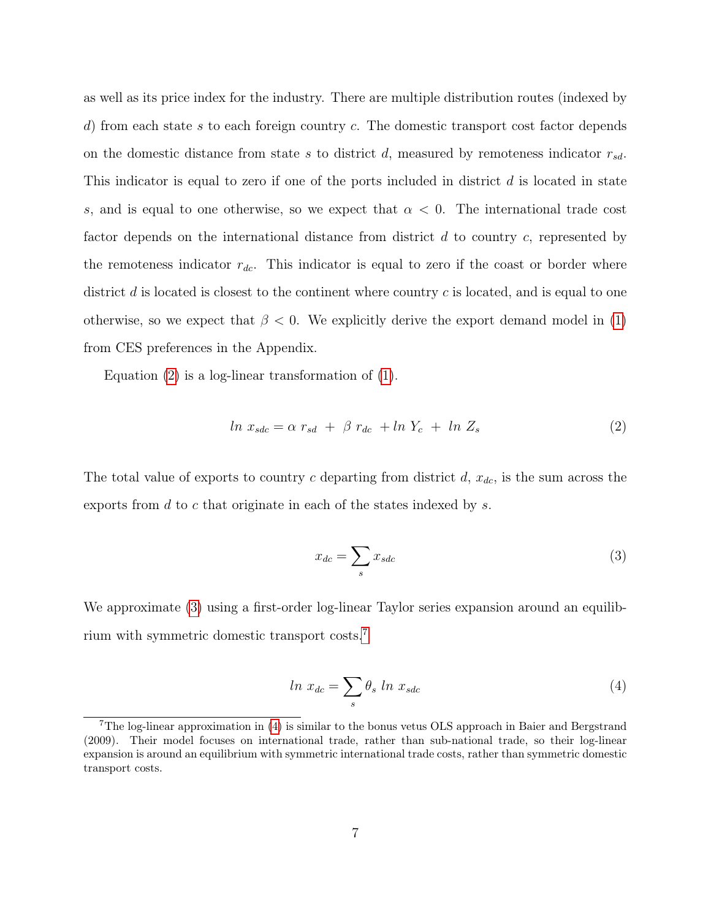as well as its price index for the industry. There are multiple distribution routes (indexed by $d$) from each state $s$ to each foreign country $c$. The domestic transport cost factor depends on the domestic distance from state $s$ to district $d$, measured by remoteness indicator $r_{sd}$. This indicator is equal to zero if one of the ports included in district $d$ is located in state $s$, and is equal to one otherwise, so we expect that $\alpha < 0$. The international trade cost factor depends on the international distance from district $d$ to country $c$, represented by the remoteness indicator $r_{dc}$. This indicator is equal to zero if the coast or border where district $d$ is located is closest to the continent where country $c$ is located, and is equal to one otherwise, so we expect that $\beta < 0$. We explicitly derive the export demand model in (1) from CES preferences in the Appendix.

Equation (2) is a log-linear transformation of (1).

$$ln\ x_{sdc} = \alpha\ r_{sd}\ +\ \beta\ r_{dc}\ + ln\ Y_c\ +\ ln\ Z_s \tag{2}$$

The total value of exports to country $c$ departing from district $d$, $x_{dc}$, is the sum across the exports from $d$ to $c$ that originate in each of the states indexed by $s$.

$$x_{dc} = \sum_s x_{sdc} \tag{3}$$

We approximate (3) using a first-order log-linear Taylor series expansion around an equilibrium with symmetric domestic transport costs.[7]

$$ln\ x_{dc} = \sum_s \theta_s\ ln\ x_{sdc} \tag{4}$$

[7] The log-linear approximation in (4) is similar to the bonus vetus OLS approach in Baier and Bergstrand (2009). Their model focuses on international trade, rather than sub-national trade, so their log-linear expansion is around an equilibrium with symmetric international trade costs, rather than symmetric domestic transport costs.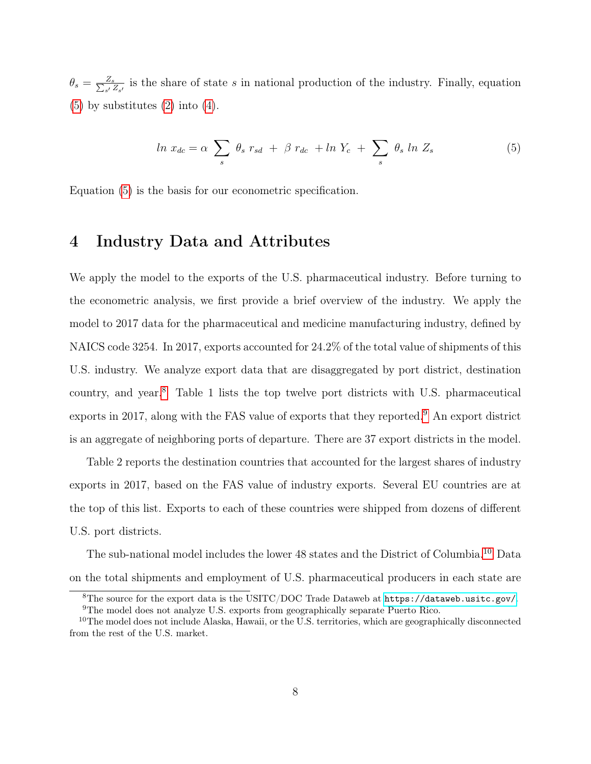$\theta_s = \frac{Z_s}{\sum_{s'} Z_{s'}}$ is the share of state $s$ in national production of the industry. Finally, equation (5) by substitutes (2) into (4).

$$ln\ x_{dc} = \alpha \sum_{s} \theta_s\ r_{sd}\ +\ \beta\ r_{dc}\ + ln\ Y_c\ +\ \sum_{s} \theta_s\ ln\ Z_s \tag{5}$$

Equation (5) is the basis for our econometric specification.

# 4 Industry Data and Attributes

We apply the model to the exports of the U.S. pharmaceutical industry. Before turning to the econometric analysis, we first provide a brief overview of the industry. We apply the model to 2017 data for the pharmaceutical and medicine manufacturing industry, defined by NAICS code 3254. In 2017, exports accounted for 24.2% of the total value of shipments of this U.S. industry. We analyze export data that are disaggregated by port district, destination country, and year.[8] Table 1 lists the top twelve port districts with U.S. pharmaceutical exports in 2017, along with the FAS value of exports that they reported.[9] An export district is an aggregate of neighboring ports of departure. There are 37 export districts in the model.

Table 2 reports the destination countries that accounted for the largest shares of industry exports in 2017, based on the FAS value of industry exports. Several EU countries are at the top of this list. Exports to each of these countries were shipped from dozens of different U.S. port districts.

The sub-national model includes the lower 48 states and the District of Columbia.[10] Data on the total shipments and employment of U.S. pharmaceutical producers in each state are

[8] The source for the export data is the USITC/DOC Trade Dataweb at https://dataweb.usitc.gov/.

[9] The model does not analyze U.S. exports from geographically separate Puerto Rico.

[10] The model does not include Alaska, Hawaii, or the U.S. territories, which are geographically disconnected from the rest of the U.S. market.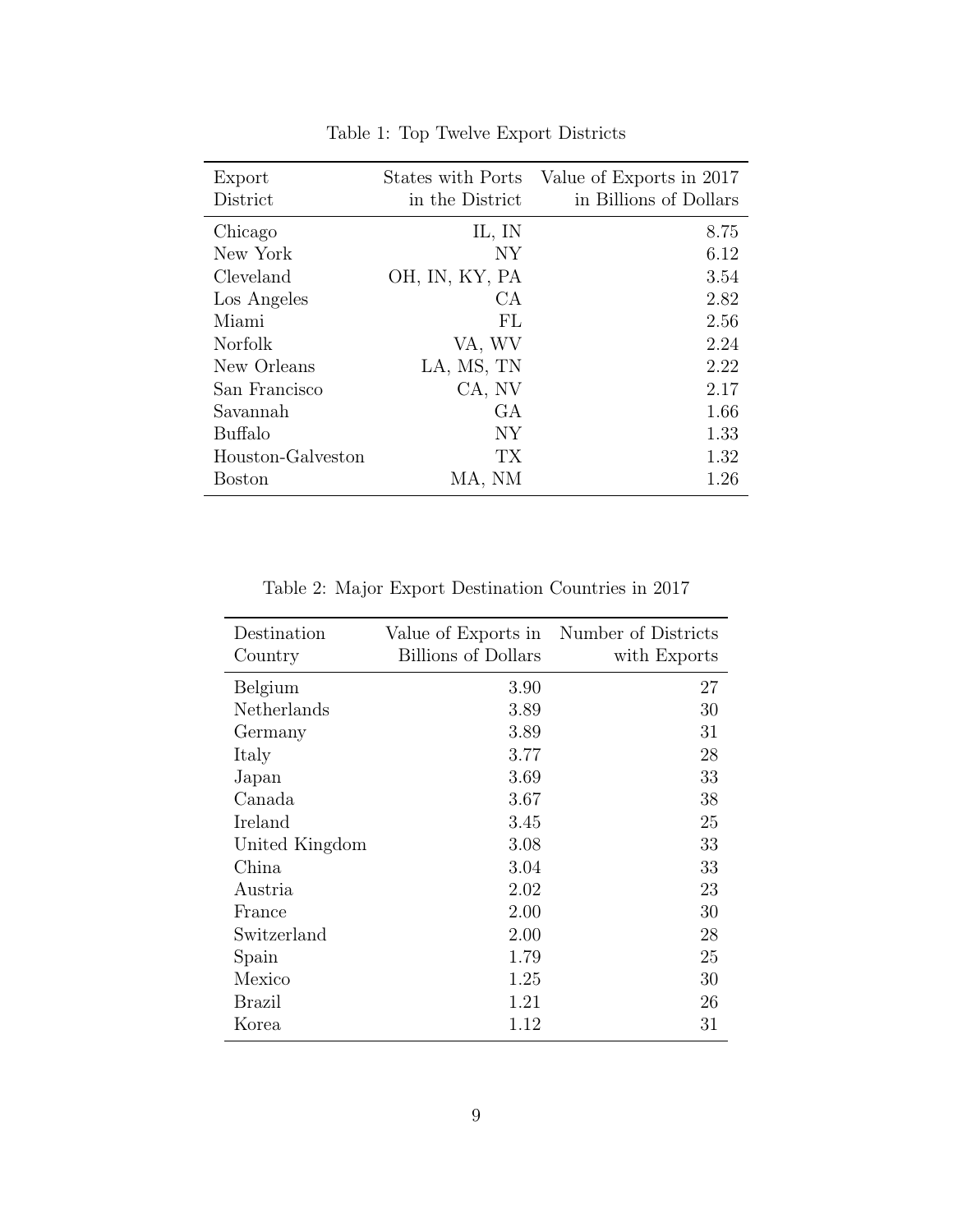Table 1: Top Twelve Export Districts

| Export District | States with Ports in the District | Value of Exports in 2017 in Billions of Dollars |
| --- | ---: | ---: |
| Chicago | IL, IN | 8.75 |
| New York | NY | 6.12 |
| Cleveland | OH, IN, KY, PA | 3.54 |
| Los Angeles | CA | 2.82 |
| Miami | FL | 2.56 |
| Norfolk | VA, WV | 2.24 |
| New Orleans | LA, MS, TN | 2.22 |
| San Francisco | CA, NV | 2.17 |
| Savannah | GA | 1.66 |
| Buffalo | NY | 1.33 |
| Houston-Galveston | TX | 1.32 |
| Boston | MA, NM | 1.26 |

Table 2: Major Export Destination Countries in 2017

| Destination Country | Value of Exports in Billions of Dollars | Number of Districts with Exports |
| --- | ---: | ---: |
| Belgium | 3.90 | 27 |
| Netherlands | 3.89 | 30 |
| Germany | 3.89 | 31 |
| Italy | 3.77 | 28 |
| Japan | 3.69 | 33 |
| Canada | 3.67 | 38 |
| Ireland | 3.45 | 25 |
| United Kingdom | 3.08 | 33 |
| China | 3.04 | 33 |
| Austria | 2.02 | 23 |
| France | 2.00 | 30 |
| Switzerland | 2.00 | 28 |
| Spain | 1.79 | 25 |
| Mexico | 1.25 | 30 |
| Brazil | 1.21 | 26 |
| Korea | 1.12 | 31 |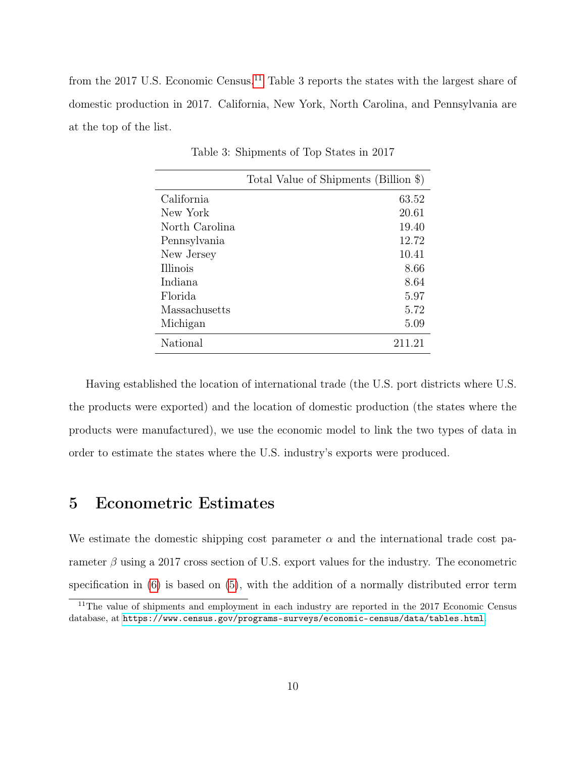from the 2017 U.S. Economic Census.[11] Table 3 reports the states with the largest share of domestic production in 2017. California, New York, North Carolina, and Pennsylvania are at the top of the list.

Table 3: Shipments of Top States in 2017

| | Total Value of Shipments (Billion $) |
|---|---|
| California | 63.52 |
| New York | 20.61 |
| North Carolina | 19.40 |
| Pennsylvania | 12.72 |
| New Jersey | 10.41 |
| Illinois | 8.66 |
| Indiana | 8.64 |
| Florida | 5.97 |
| Massachusetts | 5.72 |
| Michigan | 5.09 |
| National | 211.21 |

Having established the location of international trade (the U.S. port districts where U.S. the products were exported) and the location of domestic production (the states where the products were manufactured), we use the economic model to link the two types of data in order to estimate the states where the U.S. industry's exports were produced.

## 5 Econometric Estimates

We estimate the domestic shipping cost parameter $\alpha$ and the international trade cost parameter $\beta$ using a 2017 cross section of U.S. export values for the industry. The econometric specification in (6) is based on (5), with the addition of a normally distributed error term

[11] The value of shipments and employment in each industry are reported in the 2017 Economic Census database, at https://www.census.gov/programs-surveys/economic-census/data/tables.html.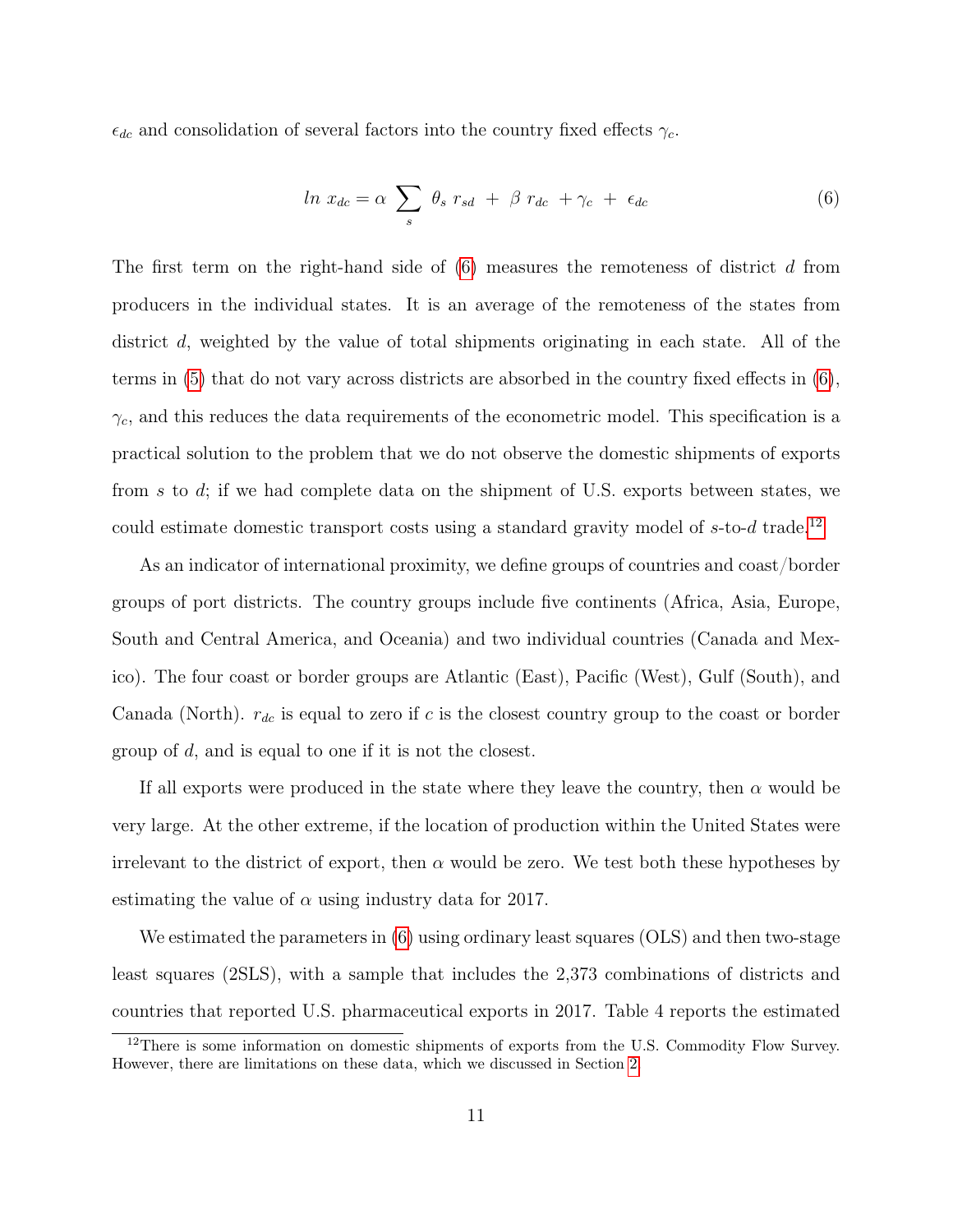$\epsilon_{dc}$ and consolidation of several factors into the country fixed effects $\gamma_c$.

$$ln\ x_{dc} = \alpha \sum_{s} \theta_s\ r_{sd}\ +\ \beta\ r_{dc}\ + \gamma_c\ +\ \epsilon_{dc} \tag{6}$$

The first term on the right-hand side of (6) measures the remoteness of district $d$ from producers in the individual states. It is an average of the remoteness of the states from district $d$, weighted by the value of total shipments originating in each state. All of the terms in (5) that do not vary across districts are absorbed in the country fixed effects in (6), $\gamma_c$, and this reduces the data requirements of the econometric model. This specification is a practical solution to the problem that we do not observe the domestic shipments of exports from $s$ to $d$; if we had complete data on the shipment of U.S. exports between states, we could estimate domestic transport costs using a standard gravity model of $s$-to-$d$ trade.[12]

As an indicator of international proximity, we define groups of countries and coast/border groups of port districts. The country groups include five continents (Africa, Asia, Europe, South and Central America, and Oceania) and two individual countries (Canada and Mexico). The four coast or border groups are Atlantic (East), Pacific (West), Gulf (South), and Canada (North). $r_{dc}$ is equal to zero if $c$ is the closest country group to the coast or border group of $d$, and is equal to one if it is not the closest.

If all exports were produced in the state where they leave the country, then $\alpha$ would be very large. At the other extreme, if the location of production within the United States were irrelevant to the district of export, then $\alpha$ would be zero. We test both these hypotheses by estimating the value of $\alpha$ using industry data for 2017.

We estimated the parameters in (6) using ordinary least squares (OLS) and then two-stage least squares (2SLS), with a sample that includes the 2,373 combinations of districts and countries that reported U.S. pharmaceutical exports in 2017. Table 4 reports the estimated

[12] There is some information on domestic shipments of exports from the U.S. Commodity Flow Survey. However, there are limitations on these data, which we discussed in Section 2.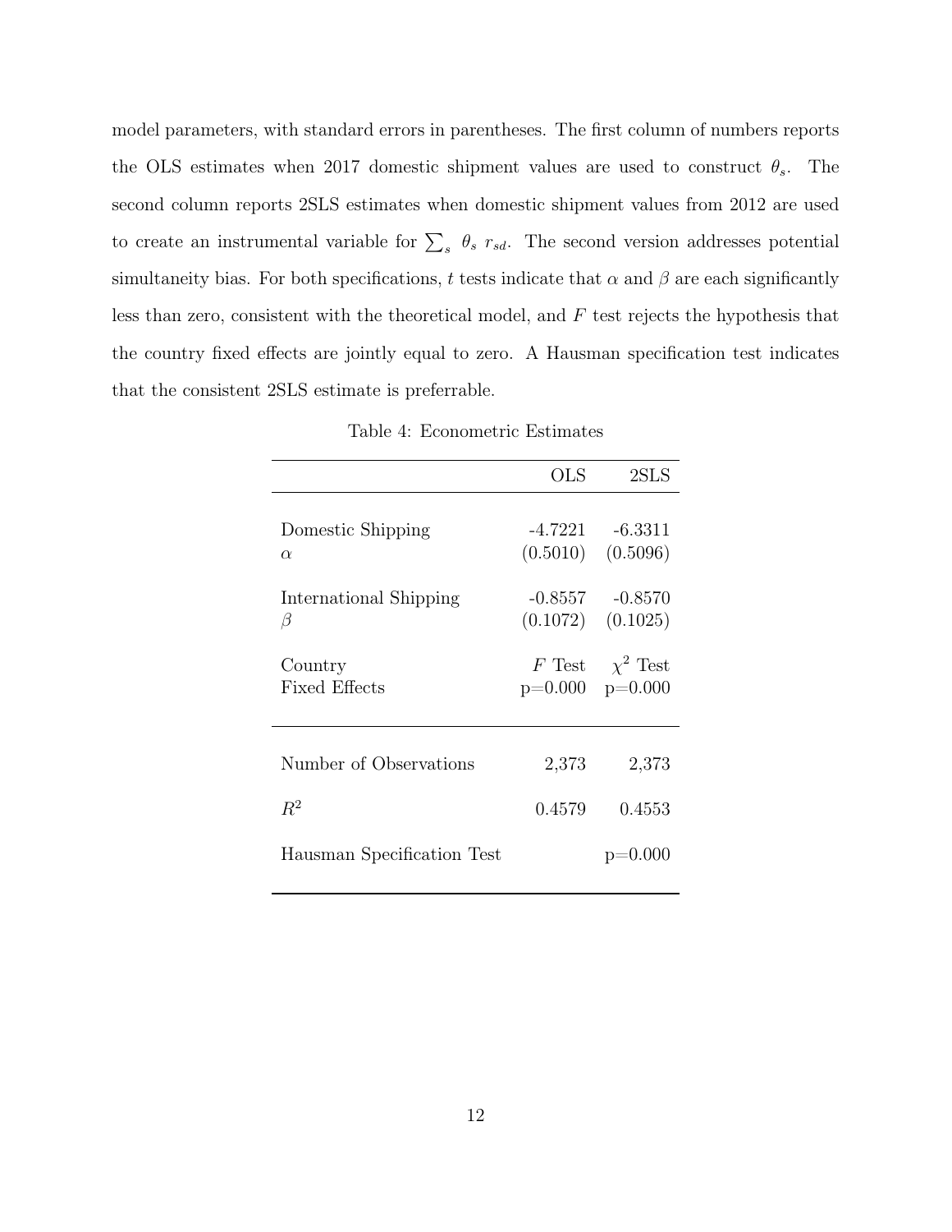model parameters, with standard errors in parentheses. The first column of numbers reports the OLS estimates when 2017 domestic shipment values are used to construct $\theta_s$. The second column reports 2SLS estimates when domestic shipment values from 2012 are used to create an instrumental variable for $\sum_s \theta_s r_{sd}$. The second version addresses potential simultaneity bias. For both specifications, $t$ tests indicate that $\alpha$ and $\beta$ are each significantly less than zero, consistent with the theoretical model, and $F$ test rejects the hypothesis that the country fixed effects are jointly equal to zero. A Hausman specification test indicates that the consistent 2SLS estimate is preferrable.

Table 4: Econometric Estimates

| | OLS | 2SLS |
|---|---|---|
| Domestic Shipping | -4.7221 | -6.3311 |
| $\alpha$ | (0.5010) | (0.5096) |
| International Shipping | -0.8557 | -0.8570 |
| $\beta$ | (0.1072) | (0.1025) |
| Country | $F$ Test | $\chi^2$ Test |
| Fixed Effects | p=0.000 | p=0.000 |
| Number of Observations | 2,373 | 2,373 |
| $R^2$ | 0.4579 | 0.4553 |
| Hausman Specification Test | | p=0.000 |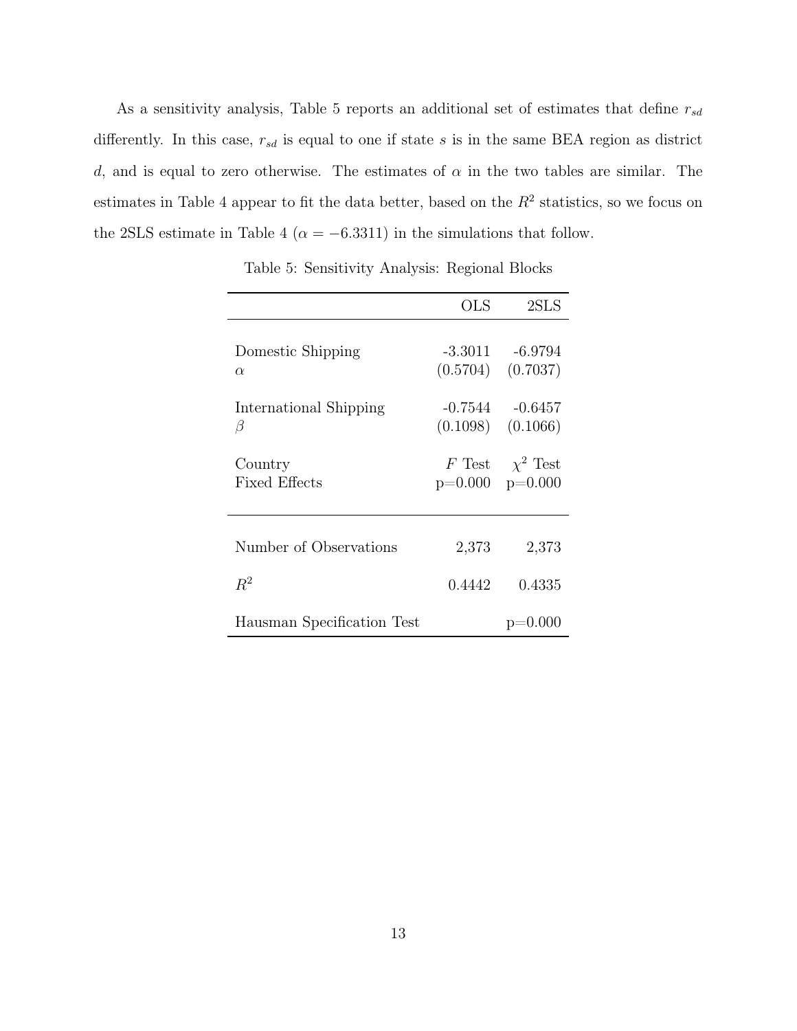As a sensitivity analysis, Table 5 reports an additional set of estimates that define $r_{sd}$ differently. In this case, $r_{sd}$ is equal to one if state $s$ is in the same BEA region as district $d$, and is equal to zero otherwise. The estimates of $\alpha$ in the two tables are similar. The estimates in Table 4 appear to fit the data better, based on the $R^2$ statistics, so we focus on the 2SLS estimate in Table 4 ($\alpha = -6.3311$) in the simulations that follow.

Table 5: Sensitivity Analysis: Regional Blocks

| | OLS | 2SLS |
|---|---|---|
| Domestic Shipping | -3.3011 | -6.9794 |
| $\alpha$ | (0.5704) | (0.7037) |
| International Shipping | -0.7544 | -0.6457 |
| $\beta$ | (0.1098) | (0.1066) |
| Country | $F$ Test | $\chi^2$ Test |
| Fixed Effects | p=0.000 | p=0.000 |
| Number of Observations | 2,373 | 2,373 |
| $R^2$ | 0.4442 | 0.4335 |
| Hausman Specification Test | | p=0.000 |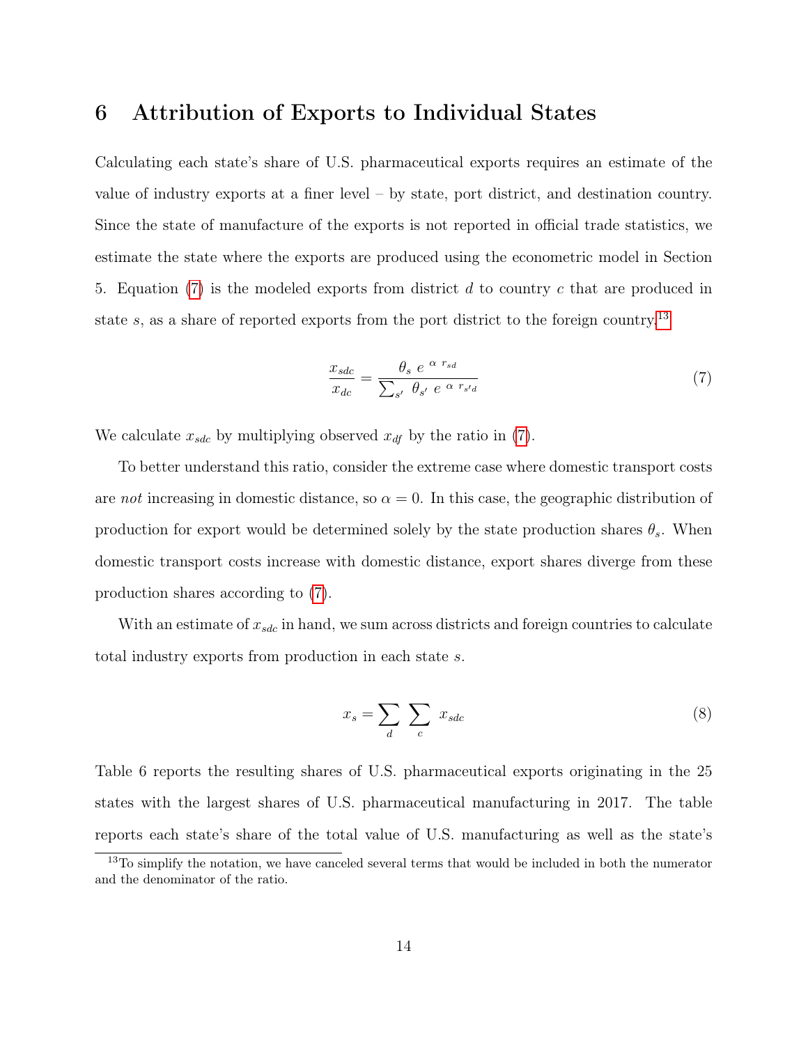## 6 Attribution of Exports to Individual States

Calculating each state's share of U.S. pharmaceutical exports requires an estimate of the value of industry exports at a finer level – by state, port district, and destination country. Since the state of manufacture of the exports is not reported in official trade statistics, we estimate the state where the exports are produced using the econometric model in Section 5. Equation (7) is the modeled exports from district $d$ to country $c$ that are produced in state $s$, as a share of reported exports from the port district to the foreign country.[13]

$$\frac{x_{sdc}}{x_{dc}} = \frac{\theta_s \ e^{\ \alpha \ r_{sd}}}{\sum_{s'} \ \theta_{s'} \ e^{\ \alpha \ r_{s'd}}} \tag{7}$$

We calculate $x_{sdc}$ by multiplying observed $x_{df}$ by the ratio in (7).

To better understand this ratio, consider the extreme case where domestic transport costs are *not* increasing in domestic distance, so $\alpha = 0$. In this case, the geographic distribution of production for export would be determined solely by the state production shares $\theta_s$. When domestic transport costs increase with domestic distance, export shares diverge from these production shares according to (7).

With an estimate of $x_{sdc}$ in hand, we sum across districts and foreign countries to calculate total industry exports from production in each state $s$.

$$x_s = \sum_d \sum_c \ x_{sdc} \tag{8}$$

Table 6 reports the resulting shares of U.S. pharmaceutical exports originating in the 25 states with the largest shares of U.S. pharmaceutical manufacturing in 2017. The table reports each state's share of the total value of U.S. manufacturing as well as the state's

[13] To simplify the notation, we have canceled several terms that would be included in both the numerator and the denominator of the ratio.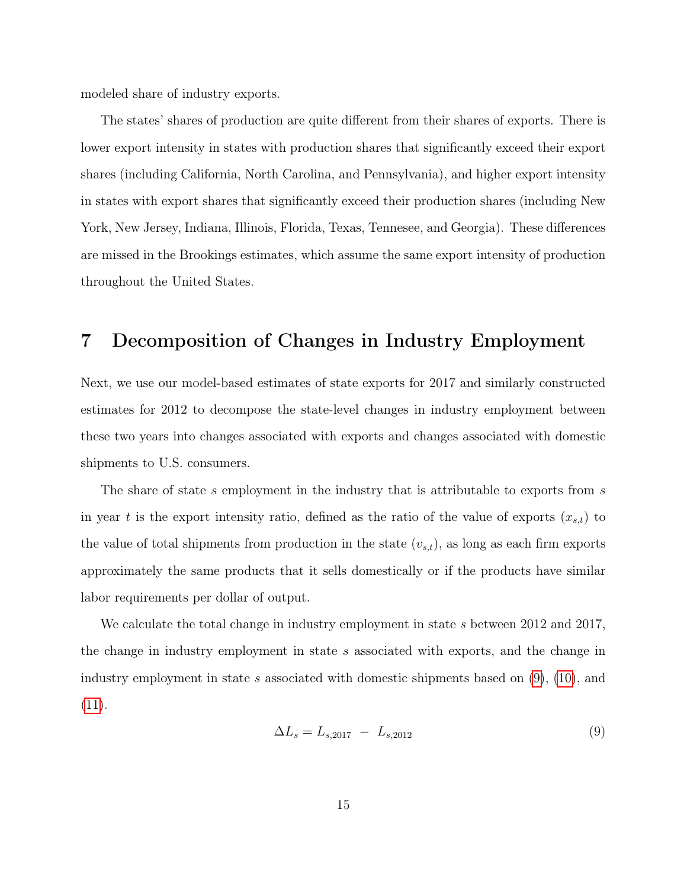modeled share of industry exports.

The states' shares of production are quite different from their shares of exports. There is lower export intensity in states with production shares that significantly exceed their export shares (including California, North Carolina, and Pennsylvania), and higher export intensity in states with export shares that significantly exceed their production shares (including New York, New Jersey, Indiana, Illinois, Florida, Texas, Tennesee, and Georgia). These differences are missed in the Brookings estimates, which assume the same export intensity of production throughout the United States.

# 7 Decomposition of Changes in Industry Employment

Next, we use our model-based estimates of state exports for 2017 and similarly constructed estimates for 2012 to decompose the state-level changes in industry employment between these two years into changes associated with exports and changes associated with domestic shipments to U.S. consumers.

The share of state $s$ employment in the industry that is attributable to exports from $s$ in year $t$ is the export intensity ratio, defined as the ratio of the value of exports ($x_{s,t}$) to the value of total shipments from production in the state ($v_{s,t}$), as long as each firm exports approximately the same products that it sells domestically or if the products have similar labor requirements per dollar of output.

We calculate the total change in industry employment in state $s$ between 2012 and 2017, the change in industry employment in state $s$ associated with exports, and the change in industry employment in state $s$ associated with domestic shipments based on (9), (10), and (11).

$$\Delta L_s = L_{s,2017} \; - \; L_{s,2012} \tag{9}$$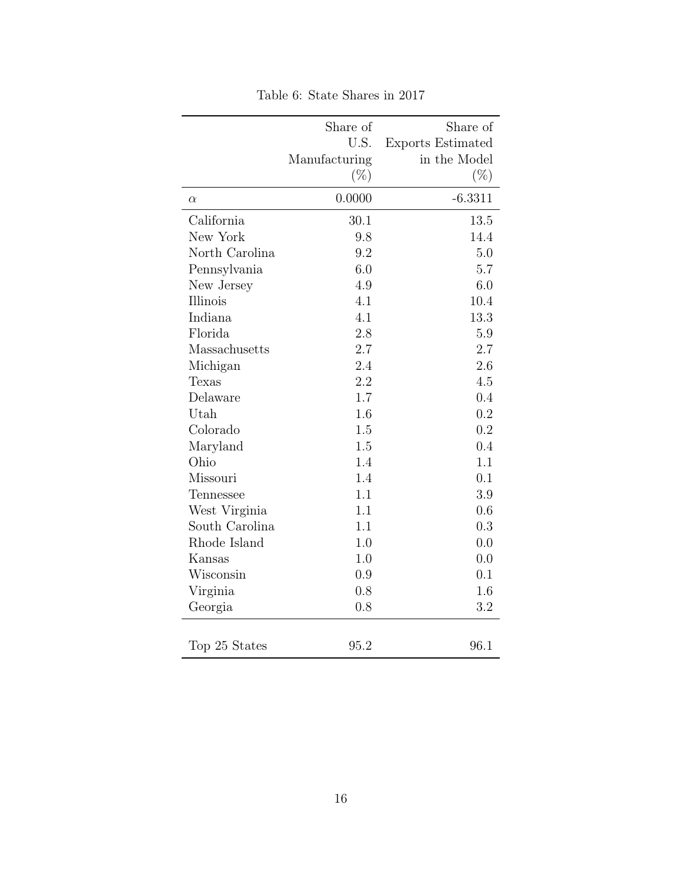Table 6: State Shares in 2017

| | Share of U.S. Manufacturing (%) | Share of Exports Estimated in the Model (%) |
|---|---|---|
| $\alpha$ | 0.0000 | -6.3311 |
| California | 30.1 | 13.5 |
| New York | 9.8 | 14.4 |
| North Carolina | 9.2 | 5.0 |
| Pennsylvania | 6.0 | 5.7 |
| New Jersey | 4.9 | 6.0 |
| Illinois | 4.1 | 10.4 |
| Indiana | 4.1 | 13.3 |
| Florida | 2.8 | 5.9 |
| Massachusetts | 2.7 | 2.7 |
| Michigan | 2.4 | 2.6 |
| Texas | 2.2 | 4.5 |
| Delaware | 1.7 | 0.4 |
| Utah | 1.6 | 0.2 |
| Colorado | 1.5 | 0.2 |
| Maryland | 1.5 | 0.4 |
| Ohio | 1.4 | 1.1 |
| Missouri | 1.4 | 0.1 |
| Tennessee | 1.1 | 3.9 |
| West Virginia | 1.1 | 0.6 |
| South Carolina | 1.1 | 0.3 |
| Rhode Island | 1.0 | 0.0 |
| Kansas | 1.0 | 0.0 |
| Wisconsin | 0.9 | 0.1 |
| Virginia | 0.8 | 1.6 |
| Georgia | 0.8 | 3.2 |
| Top 25 States | 95.2 | 96.1 |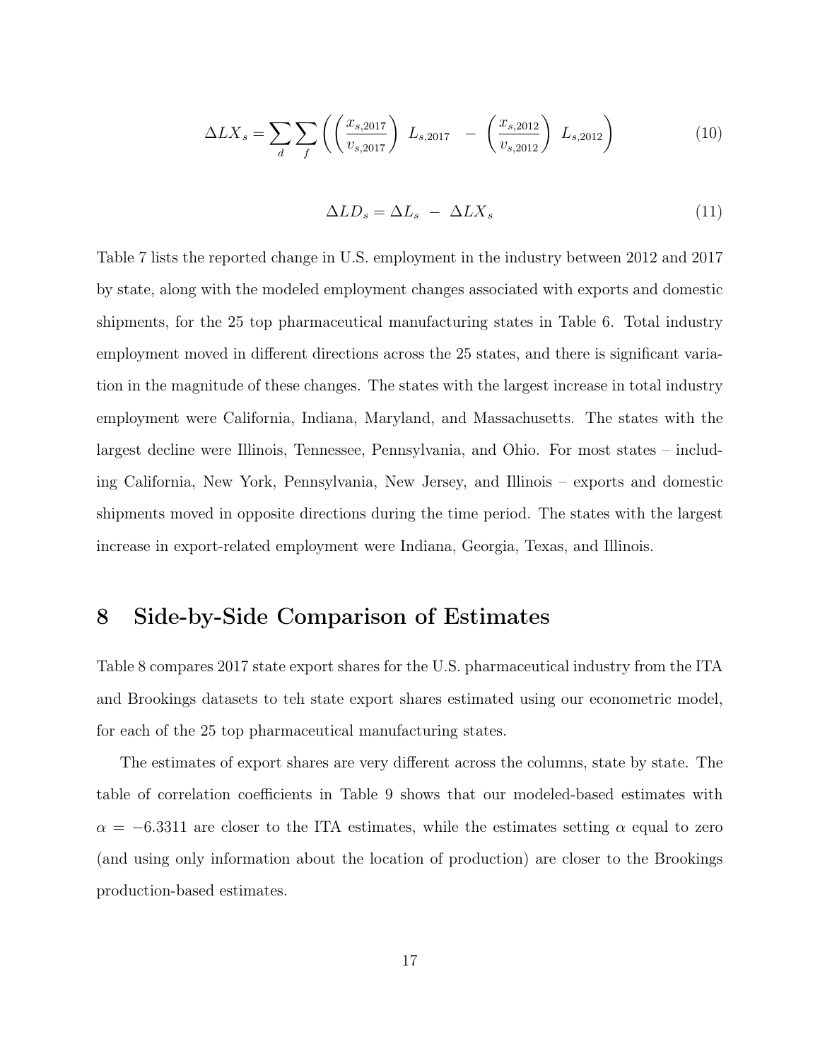$$\Delta LX_s = \sum_d \sum_f \left( \left( \frac{x_{s,2017}}{v_{s,2017}} \right) \ L_{s,2017} \ - \ \left( \frac{x_{s,2012}}{v_{s,2012}} \right) \ L_{s,2012} \right) \tag{10}$$

$$\Delta LD_s = \Delta L_s \ - \ \Delta LX_s \tag{11}$$

Table 7 lists the reported change in U.S. employment in the industry between 2012 and 2017 by state, along with the modeled employment changes associated with exports and domestic shipments, for the 25 top pharmaceutical manufacturing states in Table 6. Total industry employment moved in different directions across the 25 states, and there is significant variation in the magnitude of these changes. The states with the largest increase in total industry employment were California, Indiana, Maryland, and Massachusetts. The states with the largest decline were Illinois, Tennessee, Pennsylvania, and Ohio. For most states – including California, New York, Pennsylvania, New Jersey, and Illinois – exports and domestic shipments moved in opposite directions during the time period. The states with the largest increase in export-related employment were Indiana, Georgia, Texas, and Illinois.

# 8 Side-by-Side Comparison of Estimates

Table 8 compares 2017 state export shares for the U.S. pharmaceutical industry from the ITA and Brookings datasets to teh state export shares estimated using our econometric model, for each of the 25 top pharmaceutical manufacturing states.

The estimates of export shares are very different across the columns, state by state. The table of correlation coefficients in Table 9 shows that our modeled-based estimates with $\alpha = -6.3311$ are closer to the ITA estimates, while the estimates setting $\alpha$ equal to zero (and using only information about the location of production) are closer to the Brookings production-based estimates.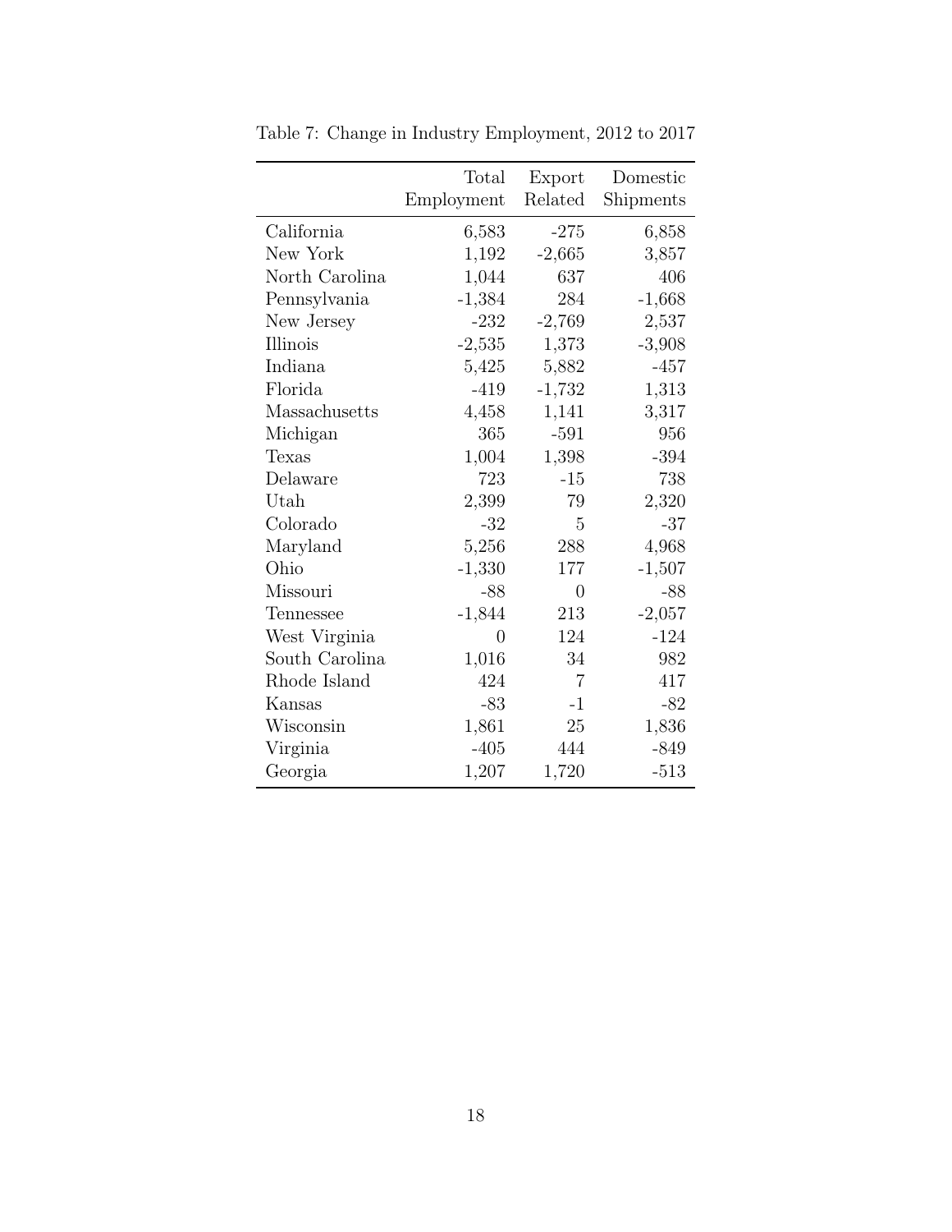Table 7: Change in Industry Employment, 2012 to 2017

| | Total Employment | Export Related | Domestic Shipments |
|---|---|---|---|
| California | 6,583 | -275 | 6,858 |
| New York | 1,192 | -2,665 | 3,857 |
| North Carolina | 1,044 | 637 | 406 |
| Pennsylvania | -1,384 | 284 | -1,668 |
| New Jersey | -232 | -2,769 | 2,537 |
| Illinois | -2,535 | 1,373 | -3,908 |
| Indiana | 5,425 | 5,882 | -457 |
| Florida | -419 | -1,732 | 1,313 |
| Massachusetts | 4,458 | 1,141 | 3,317 |
| Michigan | 365 | -591 | 956 |
| Texas | 1,004 | 1,398 | -394 |
| Delaware | 723 | -15 | 738 |
| Utah | 2,399 | 79 | 2,320 |
| Colorado | -32 | 5 | -37 |
| Maryland | 5,256 | 288 | 4,968 |
| Ohio | -1,330 | 177 | -1,507 |
| Missouri | -88 | 0 | -88 |
| Tennessee | -1,844 | 213 | -2,057 |
| West Virginia | 0 | 124 | -124 |
| South Carolina | 1,016 | 34 | 982 |
| Rhode Island | 424 | 7 | 417 |
| Kansas | -83 | -1 | -82 |
| Wisconsin | 1,861 | 25 | 1,836 |
| Virginia | -405 | 444 | -849 |
| Georgia | 1,207 | 1,720 | -513 |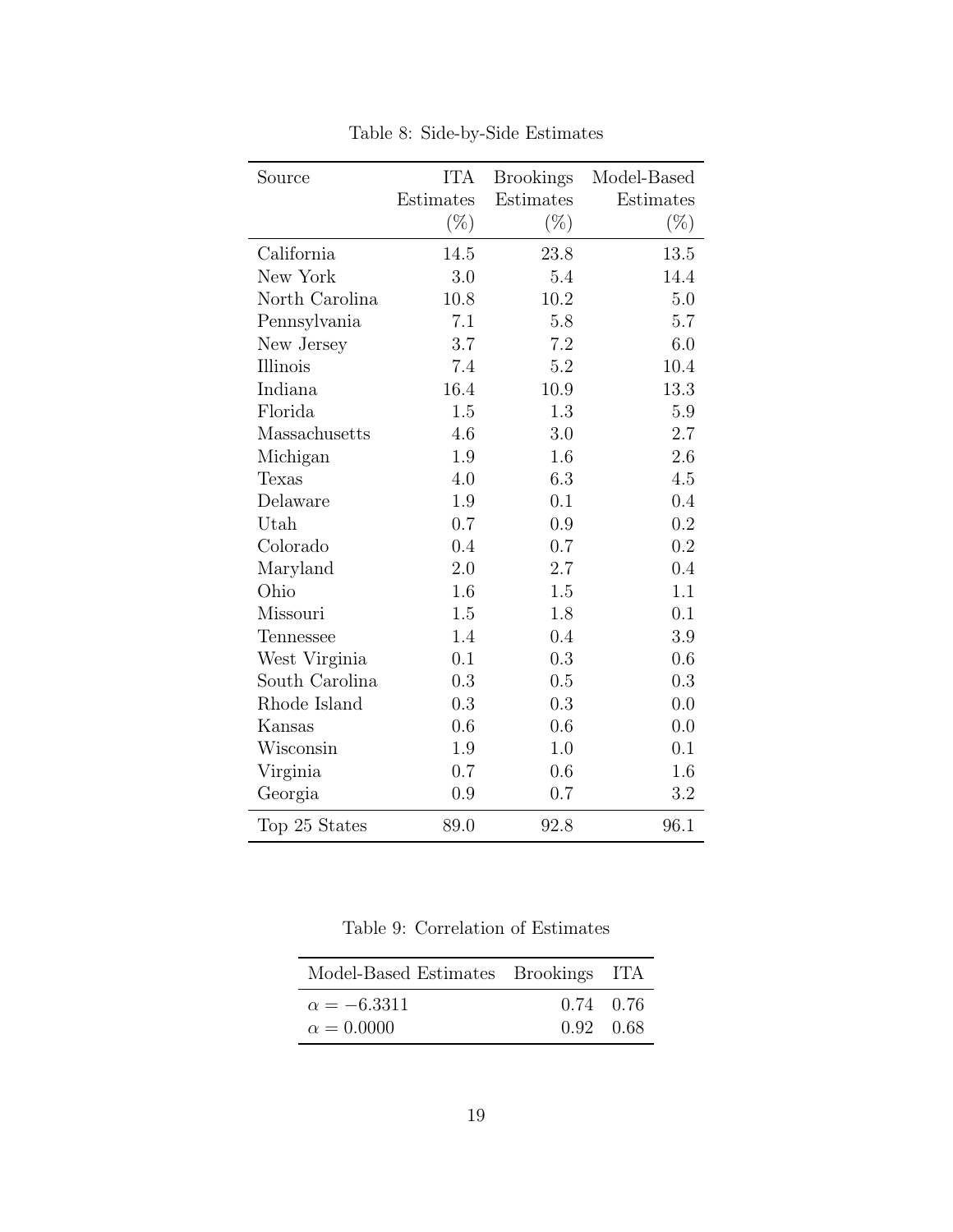Table 8: Side-by-Side Estimates

| Source | ITA Estimates (%) | Brookings Estimates (%) | Model-Based Estimates (%) |
|---|---|---|---|
| California | 14.5 | 23.8 | 13.5 |
| New York | 3.0 | 5.4 | 14.4 |
| North Carolina | 10.8 | 10.2 | 5.0 |
| Pennsylvania | 7.1 | 5.8 | 5.7 |
| New Jersey | 3.7 | 7.2 | 6.0 |
| Illinois | 7.4 | 5.2 | 10.4 |
| Indiana | 16.4 | 10.9 | 13.3 |
| Florida | 1.5 | 1.3 | 5.9 |
| Massachusetts | 4.6 | 3.0 | 2.7 |
| Michigan | 1.9 | 1.6 | 2.6 |
| Texas | 4.0 | 6.3 | 4.5 |
| Delaware | 1.9 | 0.1 | 0.4 |
| Utah | 0.7 | 0.9 | 0.2 |
| Colorado | 0.4 | 0.7 | 0.2 |
| Maryland | 2.0 | 2.7 | 0.4 |
| Ohio | 1.6 | 1.5 | 1.1 |
| Missouri | 1.5 | 1.8 | 0.1 |
| Tennessee | 1.4 | 0.4 | 3.9 |
| West Virginia | 0.1 | 0.3 | 0.6 |
| South Carolina | 0.3 | 0.5 | 0.3 |
| Rhode Island | 0.3 | 0.3 | 0.0 |
| Kansas | 0.6 | 0.6 | 0.0 |
| Wisconsin | 1.9 | 1.0 | 0.1 |
| Virginia | 0.7 | 0.6 | 1.6 |
| Georgia | 0.9 | 0.7 | 3.2 |
| Top 25 States | 89.0 | 92.8 | 96.1 |

Table 9: Correlation of Estimates

| Model-Based Estimates | Brookings | ITA |
|---|---|---|
| $\alpha = -6.3311$ | 0.74 | 0.76 |
| $\alpha = 0.0000$ | 0.92 | 0.68 |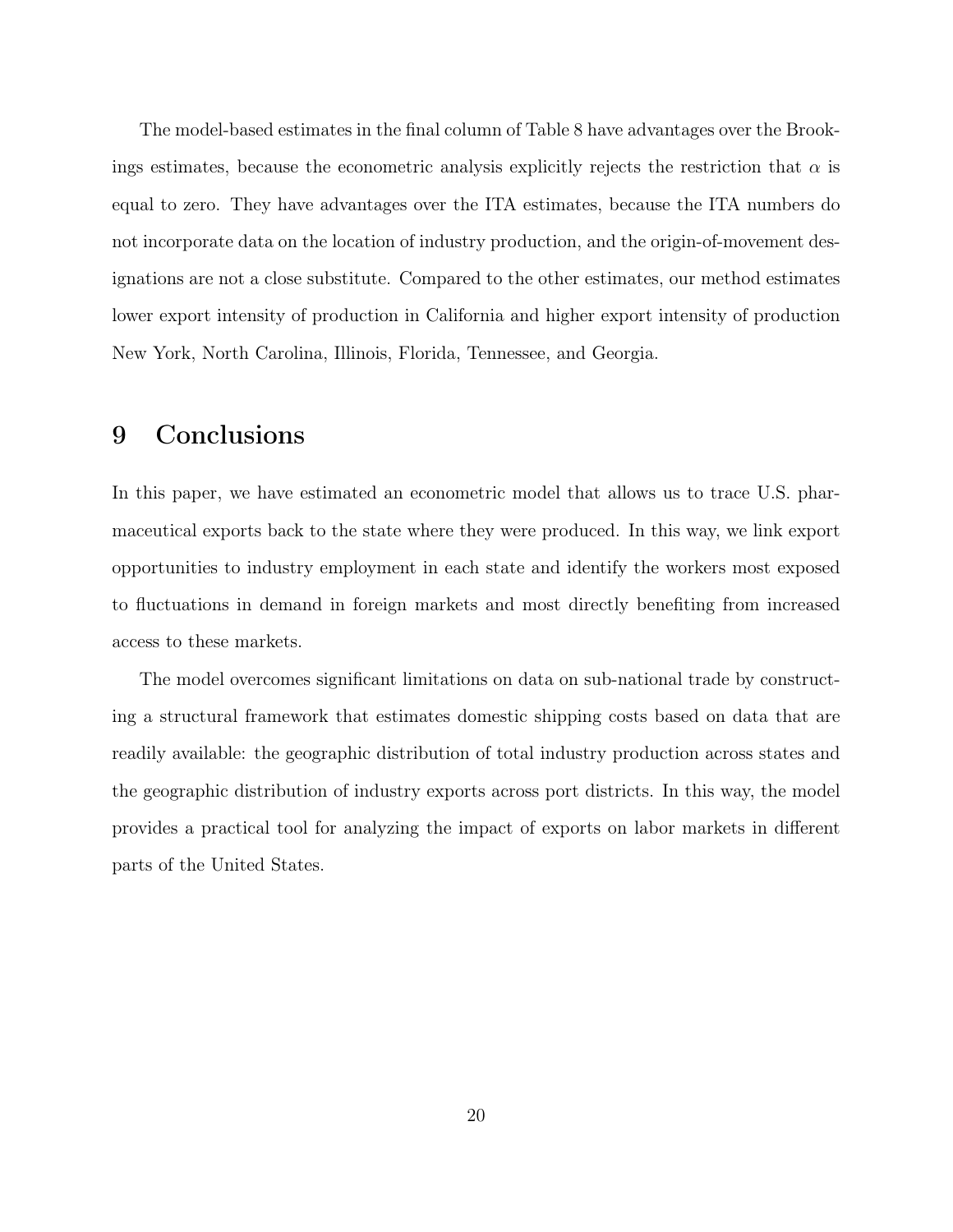The model-based estimates in the final column of Table 8 have advantages over the Brookings estimates, because the econometric analysis explicitly rejects the restriction that $\alpha$ is equal to zero. They have advantages over the ITA estimates, because the ITA numbers do not incorporate data on the location of industry production, and the origin-of-movement designations are not a close substitute. Compared to the other estimates, our method estimates lower export intensity of production in California and higher export intensity of production New York, North Carolina, Illinois, Florida, Tennessee, and Georgia.

# 9 Conclusions

In this paper, we have estimated an econometric model that allows us to trace U.S. pharmaceutical exports back to the state where they were produced. In this way, we link export opportunities to industry employment in each state and identify the workers most exposed to fluctuations in demand in foreign markets and most directly benefiting from increased access to these markets.

The model overcomes significant limitations on data on sub-national trade by constructing a structural framework that estimates domestic shipping costs based on data that are readily available: the geographic distribution of total industry production across states and the geographic distribution of industry exports across port districts. In this way, the model provides a practical tool for analyzing the impact of exports on labor markets in different parts of the United States.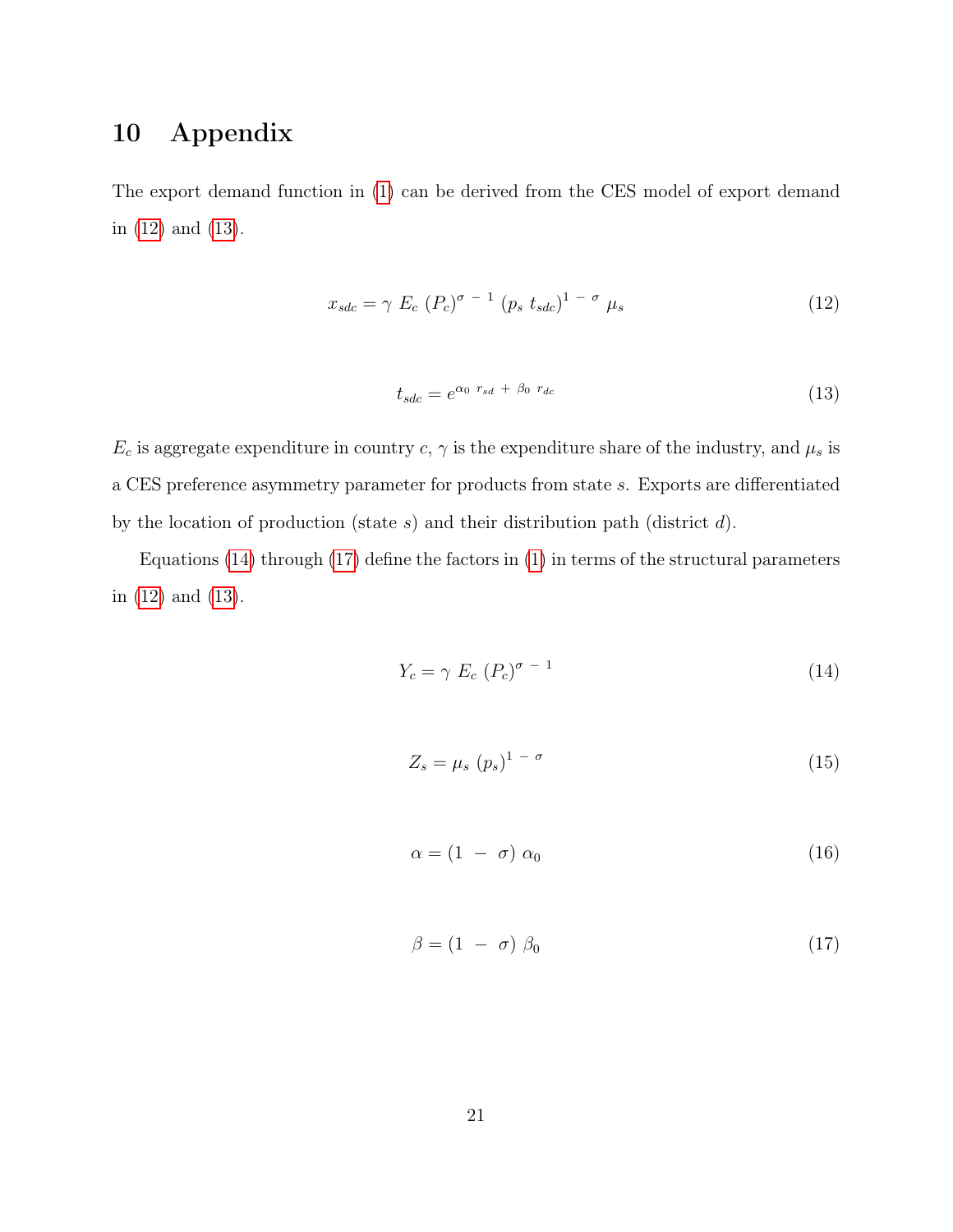# 10 Appendix

The export demand function in (1) can be derived from the CES model of export demand in (12) and (13).

$$x_{sdc} = \gamma \; E_c \; (P_c)^{\sigma \; - \; 1} \; (p_s \; t_{sdc})^{1 \; - \; \sigma} \; \mu_s \tag{12}$$

$$t_{sdc} = e^{\alpha_0 \; r_{sd} \; + \; \beta_0 \; r_{dc}} \tag{13}$$

$E_c$ is aggregate expenditure in country $c$, $\gamma$ is the expenditure share of the industry, and $\mu_s$ is a CES preference asymmetry parameter for products from state $s$. Exports are differentiated by the location of production (state $s$) and their distribution path (district $d$).

Equations (14) through (17) define the factors in (1) in terms of the structural parameters in (12) and (13).

$$Y_c = \gamma \; E_c \; (P_c)^{\sigma \; - \; 1} \tag{14}$$

$$Z_s = \mu_s \; (p_s)^{1 \; - \; \sigma} \tag{15}$$

$$\alpha = (1 \; - \; \sigma) \; \alpha_0 \tag{16}$$

$$\beta = (1 \; - \; \sigma) \; \beta_0 \tag{17}$$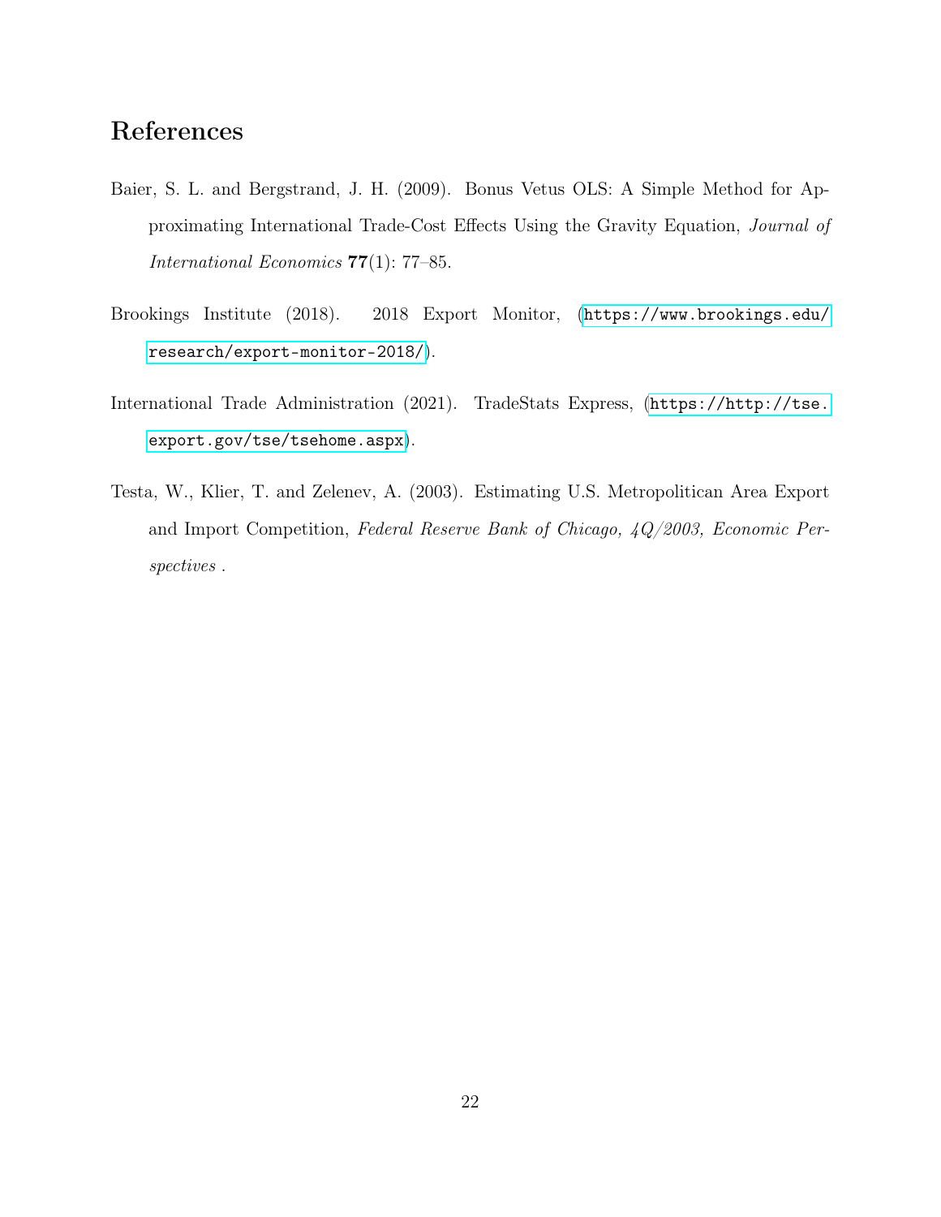# References

Baier, S. L. and Bergstrand, J. H. (2009). Bonus Vetus OLS: A Simple Method for Approximating International Trade-Cost Effects Using the Gravity Equation, *Journal of International Economics* **77**(1): 77–85.

Brookings Institute (2018). 2018 Export Monitor, (https://www.brookings.edu/research/export-monitor-2018/).

International Trade Administration (2021). TradeStats Express, (https://http://tse.export.gov/tse/tsehome.aspx).

Testa, W., Klier, T. and Zelenev, A. (2003). Estimating U.S. Metropolitican Area Export and Import Competition, *Federal Reserve Bank of Chicago, 4Q/2003, Economic Perspectives* .